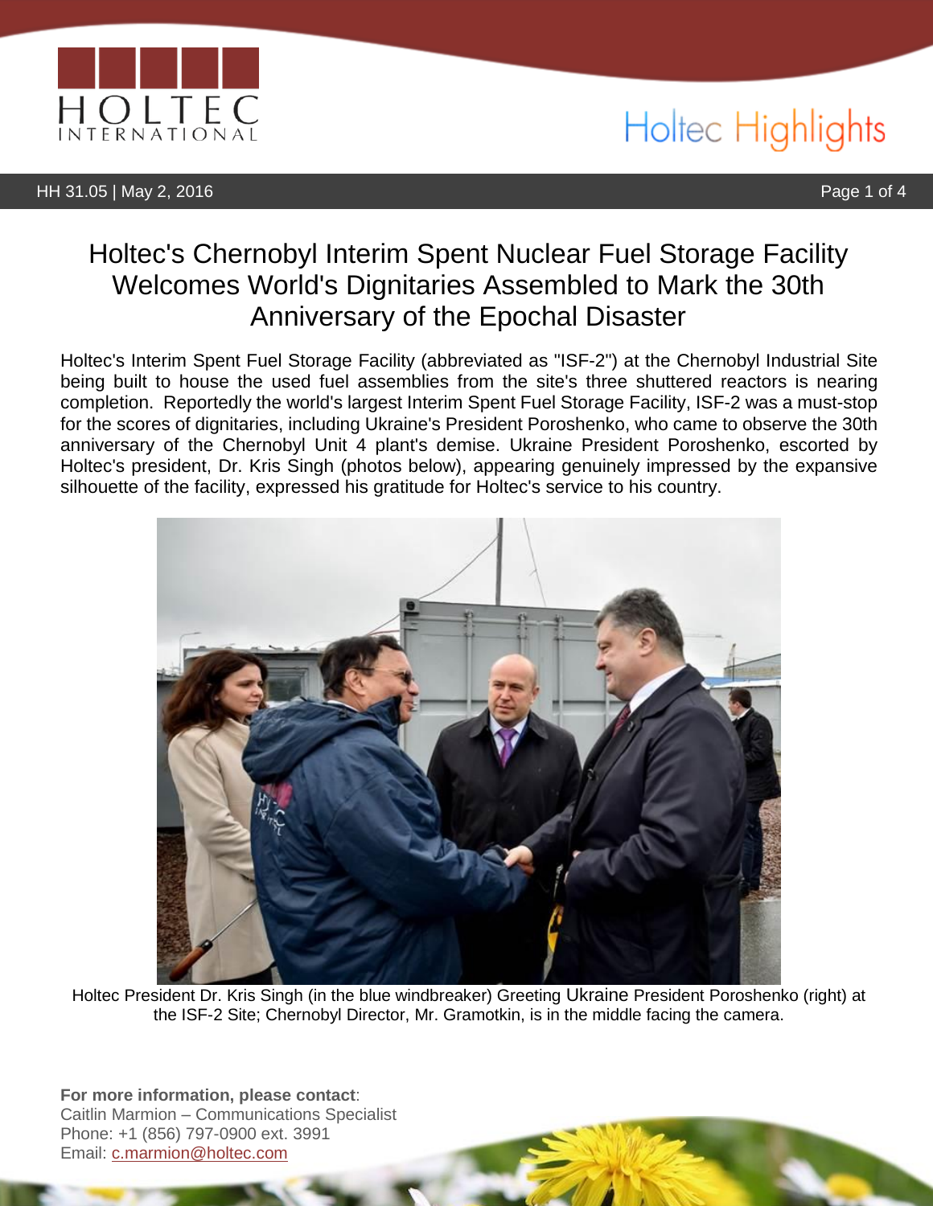# Holtec's Chernobyl Interim Spent Nuclear Fuel Storage Facility Welcomes World's Dignitaries Assembled to Mark the 30th Anniversary of the Epochal Disaster

Holtec's Interim Spent Fuel Storage Facility (abbreviated as "ISF-2") at the Chernobyl Industrial Site being built to house the used fuel assemblies from the site's three shuttered reactors is nearing completion. Reportedly the world's largest Interim Spent Fuel Storage Facility, ISF-2 was a must-stop for the scores of dignitaries, including Ukraine's President Poroshenko, who came to observe the 30th anniversary of the Chernobyl Unit 4 plant's demise. Ukraine President Poroshenko, escorted by Holtec's president, Dr. Kris Singh (photos below), appearing genuinely impressed by the expansive silhouette of the facility, expressed his gratitude for Holtec's service to his country.

Holtec President Dr. Kris Singh (in the blue windbreaker) Greeting Ukraine President Poroshenko (right) at the ISF-2 Site; Chernobyl Director, Mr. Gramotkin, is in the middle facing the camera.

**For more information, please contact**:
Caitlin Marmion – Communications Specialist
Phone: +1 (856) 797-0900 ext. 3991
Email: c.marmion@holtec.com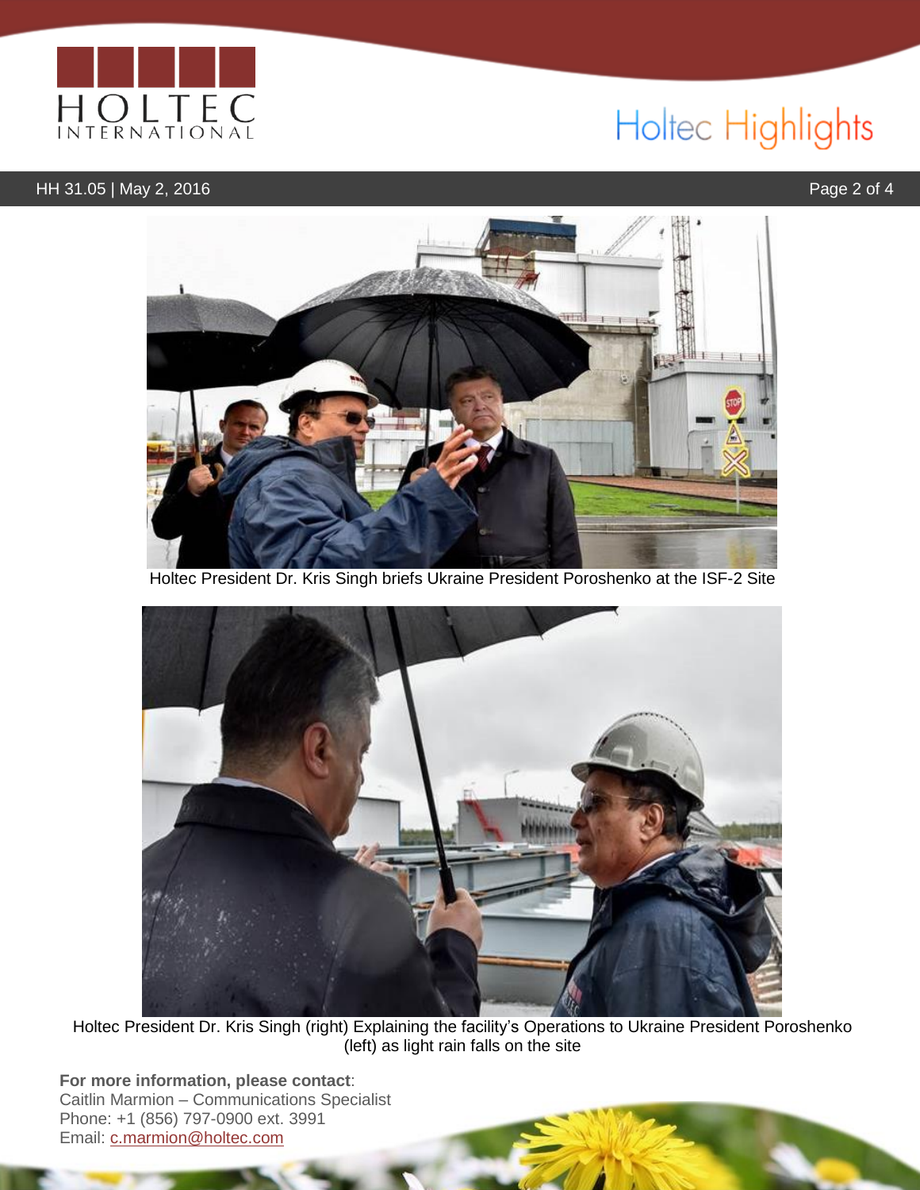Holtec President Dr. Kris Singh briefs Ukraine President Poroshenko at the ISF-2 Site

Holtec President Dr. Kris Singh (right) Explaining the facility's Operations to Ukraine President Poroshenko (left) as light rain falls on the site

**For more information, please contact**:
Caitlin Marmion – Communications Specialist
Phone: +1 (856) 797-0900 ext. 3991
Email: c.marmion@holtec.com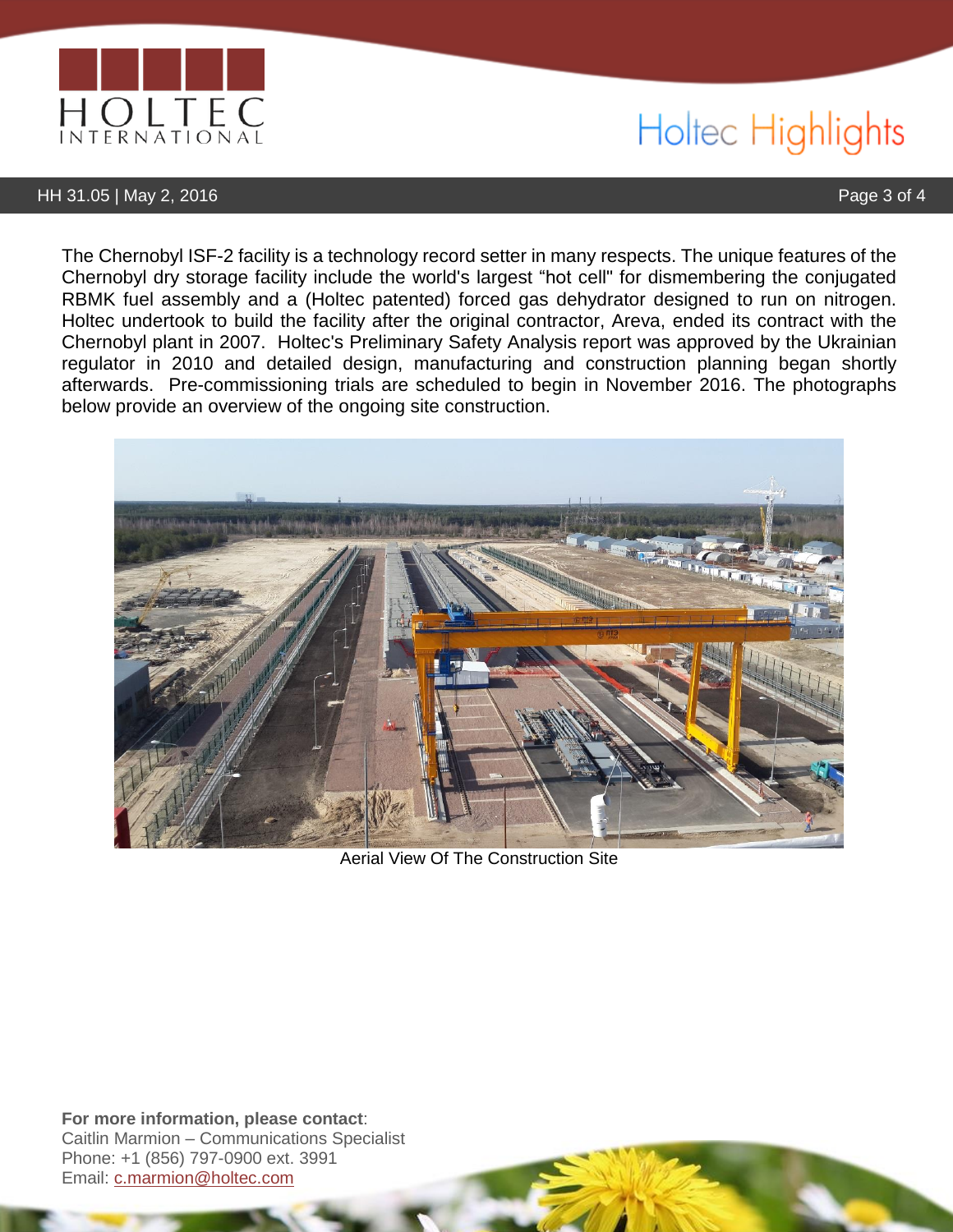The Chernobyl ISF-2 facility is a technology record setter in many respects. The unique features of the Chernobyl dry storage facility include the world's largest "hot cell" for dismembering the conjugated RBMK fuel assembly and a (Holtec patented) forced gas dehydrator designed to run on nitrogen. Holtec undertook to build the facility after the original contractor, Areva, ended its contract with the Chernobyl plant in 2007. Holtec's Preliminary Safety Analysis report was approved by the Ukrainian regulator in 2010 and detailed design, manufacturing and construction planning began shortly afterwards. Pre-commissioning trials are scheduled to begin in November 2016. The photographs below provide an overview of the ongoing site construction.

Aerial View Of The Construction Site

**For more information, please contact**:
Caitlin Marmion – Communications Specialist
Phone: +1 (856) 797-0900 ext. 3991
Email: c.marmion@holtec.com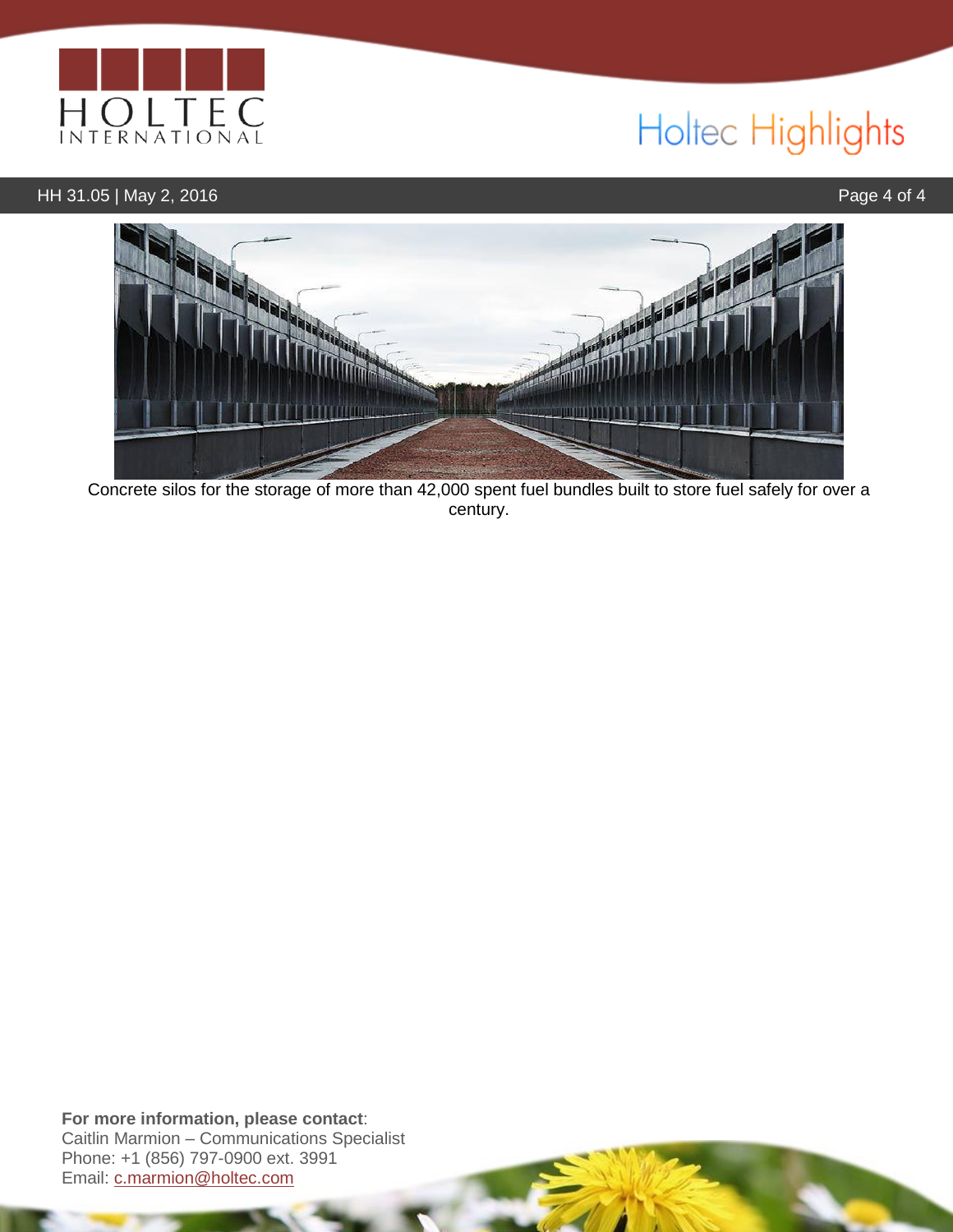Concrete silos for the storage of more than 42,000 spent fuel bundles built to store fuel safely for over a century.

**For more information, please contact**:
Caitlin Marmion – Communications Specialist
Phone: +1 (856) 797-0900 ext. 3991
Email: c.marmion@holtec.com